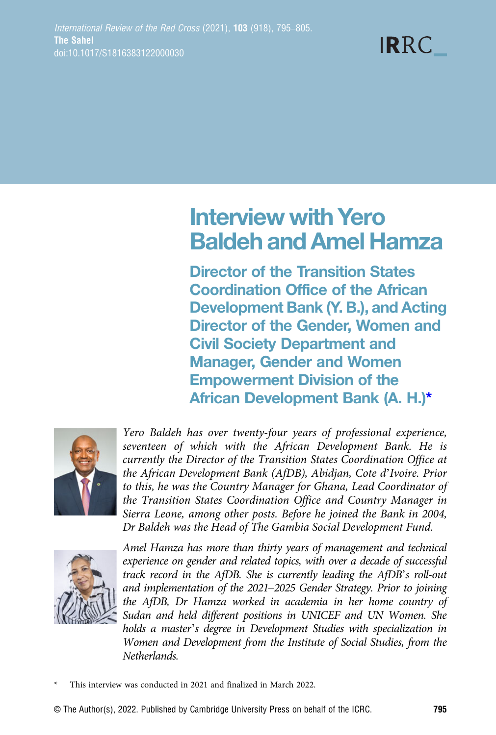# Interview with Yero Baldeh and Amel Hamza

## Director of the Transition States Coordination Office of the African Development Bank (Y. B.), and Acting Director of the Gender, Women and Civil Society Department and Manager, Gender and Women Empowerment Division of the African Development Bank (A. H.)*

*Yero Baldeh has over twenty-four years of professional experience, seventeen of which with the African Development Bank. He is currently the Director of the Transition States Coordination Office at the African Development Bank (AfDB), Abidjan, Cote d'Ivoire. Prior to this, he was the Country Manager for Ghana, Lead Coordinator of the Transition States Coordination Office and Country Manager in Sierra Leone, among other posts. Before he joined the Bank in 2004, Dr Baldeh was the Head of The Gambia Social Development Fund.*

*Amel Hamza has more than thirty years of management and technical experience on gender and related topics, with over a decade of successful track record in the AfDB. She is currently leading the AfDB's roll-out and implementation of the 2021–2025 Gender Strategy. Prior to joining the AfDB, Dr Hamza worked in academia in her home country of Sudan and held different positions in UNICEF and UN Women. She holds a master's degree in Development Studies with specialization in Women and Development from the Institute of Social Studies, from the Netherlands.*

\* This interview was conducted in 2021 and finalized in March 2022.

© The Author(s), 2022. Published by Cambridge University Press on behalf of the ICRC.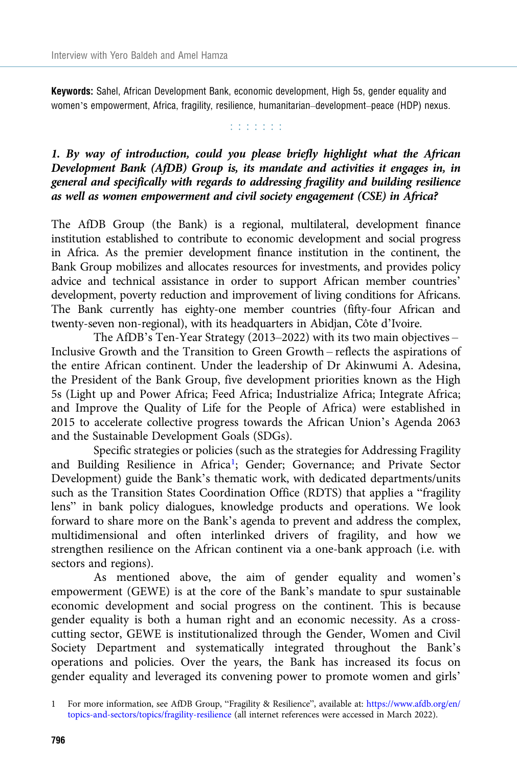**Keywords:** Sahel, African Development Bank, economic development, High 5s, gender equality and women's empowerment, Africa, fragility, resilience, humanitarian–development–peace (HDP) nexus.

: : : : : : :

### *1. By way of introduction, could you please briefly highlight what the African Development Bank (AfDB) Group is, its mandate and activities it engages in, in general and specifically with regards to addressing fragility and building resilience as well as women empowerment and civil society engagement (CSE) in Africa?*

The AfDB Group (the Bank) is a regional, multilateral, development finance institution established to contribute to economic development and social progress in Africa. As the premier development finance institution in the continent, the Bank Group mobilizes and allocates resources for investments, and provides policy advice and technical assistance in order to support African member countries' development, poverty reduction and improvement of living conditions for Africans. The Bank currently has eighty-one member countries (fifty-four African and twenty-seven non-regional), with its headquarters in Abidjan, Côte d'Ivoire.

The AfDB's Ten-Year Strategy (2013–2022) with its two main objectives – Inclusive Growth and the Transition to Green Growth – reflects the aspirations of the entire African continent. Under the leadership of Dr Akinwumi A. Adesina, the President of the Bank Group, five development priorities known as the High 5s (Light up and Power Africa; Feed Africa; Industrialize Africa; Integrate Africa; and Improve the Quality of Life for the People of Africa) were established in 2015 to accelerate collective progress towards the African Union's Agenda 2063 and the Sustainable Development Goals (SDGs).

Specific strategies or policies (such as the strategies for Addressing Fragility and Building Resilience in Africa[1]; Gender; Governance; and Private Sector Development) guide the Bank's thematic work, with dedicated departments/units such as the Transition States Coordination Office (RDTS) that applies a "fragility lens" in bank policy dialogues, knowledge products and operations. We look forward to share more on the Bank's agenda to prevent and address the complex, multidimensional and often interlinked drivers of fragility, and how we strengthen resilience on the African continent via a one-bank approach (i.e. with sectors and regions).

As mentioned above, the aim of gender equality and women's empowerment (GEWE) is at the core of the Bank's mandate to spur sustainable economic development and social progress on the continent. This is because gender equality is both a human right and an economic necessity. As a cross-cutting sector, GEWE is institutionalized through the Gender, Women and Civil Society Department and systematically integrated throughout the Bank's operations and policies. Over the years, the Bank has increased its focus on gender equality and leveraged its convening power to promote women and girls'

---

1 For more information, see AfDB Group, "Fragility & Resilience", available at: https://www.afdb.org/en/topics-and-sectors/topics/fragility-resilience (all internet references were accessed in March 2022).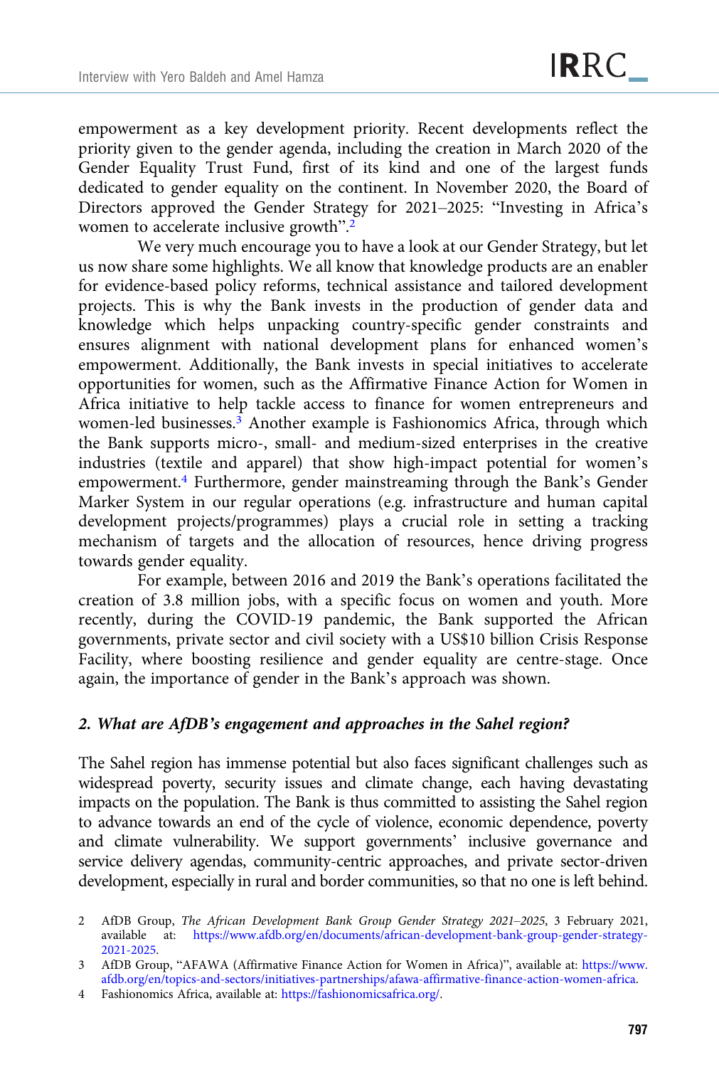empowerment as a key development priority. Recent developments reflect the priority given to the gender agenda, including the creation in March 2020 of the Gender Equality Trust Fund, first of its kind and one of the largest funds dedicated to gender equality on the continent. In November 2020, the Board of Directors approved the Gender Strategy for 2021–2025: "Investing in Africa's women to accelerate inclusive growth".[2]

We very much encourage you to have a look at our Gender Strategy, but let us now share some highlights. We all know that knowledge products are an enabler for evidence-based policy reforms, technical assistance and tailored development projects. This is why the Bank invests in the production of gender data and knowledge which helps unpacking country-specific gender constraints and ensures alignment with national development plans for enhanced women's empowerment. Additionally, the Bank invests in special initiatives to accelerate opportunities for women, such as the Affirmative Finance Action for Women in Africa initiative to help tackle access to finance for women entrepreneurs and women-led businesses.[3] Another example is Fashionomics Africa, through which the Bank supports micro-, small- and medium-sized enterprises in the creative industries (textile and apparel) that show high-impact potential for women's empowerment.[4] Furthermore, gender mainstreaming through the Bank's Gender Marker System in our regular operations (e.g. infrastructure and human capital development projects/programmes) plays a crucial role in setting a tracking mechanism of targets and the allocation of resources, hence driving progress towards gender equality.

For example, between 2016 and 2019 the Bank's operations facilitated the creation of 3.8 million jobs, with a specific focus on women and youth. More recently, during the COVID-19 pandemic, the Bank supported the African governments, private sector and civil society with a US$10 billion Crisis Response Facility, where boosting resilience and gender equality are centre-stage. Once again, the importance of gender in the Bank's approach was shown.

### *2. What are AfDB's engagement and approaches in the Sahel region?*

The Sahel region has immense potential but also faces significant challenges such as widespread poverty, security issues and climate change, each having devastating impacts on the population. The Bank is thus committed to assisting the Sahel region to advance towards an end of the cycle of violence, economic dependence, poverty and climate vulnerability. We support governments' inclusive governance and service delivery agendas, community-centric approaches, and private sector-driven development, especially in rural and border communities, so that no one is left behind.

---

2 AfDB Group, *The African Development Bank Group Gender Strategy 2021–2025*, 3 February 2021, available at: https://www.afdb.org/en/documents/african-development-bank-group-gender-strategy-2021-2025.

3 AfDB Group, "AFAWA (Affirmative Finance Action for Women in Africa)", available at: https://www.afdb.org/en/topics-and-sectors/initiatives-partnerships/afawa-affirmative-finance-action-women-africa.

4 Fashionomics Africa, available at: https://fashionomicsafrica.org/.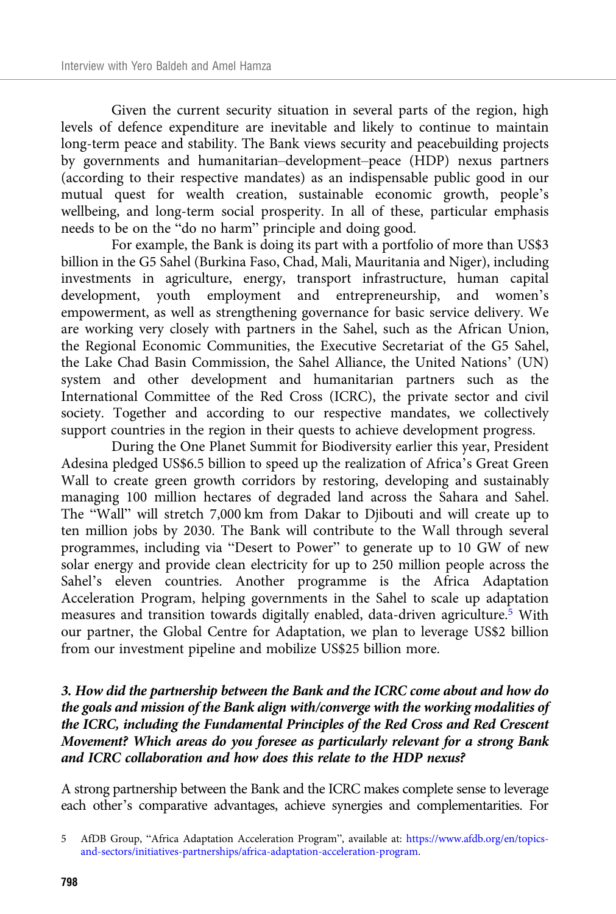Given the current security situation in several parts of the region, high levels of defence expenditure are inevitable and likely to continue to maintain long-term peace and stability. The Bank views security and peacebuilding projects by governments and humanitarian–development–peace (HDP) nexus partners (according to their respective mandates) as an indispensable public good in our mutual quest for wealth creation, sustainable economic growth, people's wellbeing, and long-term social prosperity. In all of these, particular emphasis needs to be on the "do no harm" principle and doing good.

For example, the Bank is doing its part with a portfolio of more than US$3 billion in the G5 Sahel (Burkina Faso, Chad, Mali, Mauritania and Niger), including investments in agriculture, energy, transport infrastructure, human capital development, youth employment and entrepreneurship, and women's empowerment, as well as strengthening governance for basic service delivery. We are working very closely with partners in the Sahel, such as the African Union, the Regional Economic Communities, the Executive Secretariat of the G5 Sahel, the Lake Chad Basin Commission, the Sahel Alliance, the United Nations' (UN) system and other development and humanitarian partners such as the International Committee of the Red Cross (ICRC), the private sector and civil society. Together and according to our respective mandates, we collectively support countries in the region in their quests to achieve development progress.

During the One Planet Summit for Biodiversity earlier this year, President Adesina pledged US$6.5 billion to speed up the realization of Africa's Great Green Wall to create green growth corridors by restoring, developing and sustainably managing 100 million hectares of degraded land across the Sahara and Sahel. The "Wall" will stretch 7,000 km from Dakar to Djibouti and will create up to ten million jobs by 2030. The Bank will contribute to the Wall through several programmes, including via "Desert to Power" to generate up to 10 GW of new solar energy and provide clean electricity for up to 250 million people across the Sahel's eleven countries. Another programme is the Africa Adaptation Acceleration Program, helping governments in the Sahel to scale up adaptation measures and transition towards digitally enabled, data-driven agriculture.[5] With our partner, the Global Centre for Adaptation, we plan to leverage US$2 billion from our investment pipeline and mobilize US$25 billion more.

***3. How did the partnership between the Bank and the ICRC come about and how do the goals and mission of the Bank align with/converge with the working modalities of the ICRC, including the Fundamental Principles of the Red Cross and Red Crescent Movement? Which areas do you foresee as particularly relevant for a strong Bank and ICRC collaboration and how does this relate to the HDP nexus?***

A strong partnership between the Bank and the ICRC makes complete sense to leverage each other's comparative advantages, achieve synergies and complementarities. For

5 AfDB Group, "Africa Adaptation Acceleration Program", available at: https://www.afdb.org/en/topics-and-sectors/initiatives-partnerships/africa-adaptation-acceleration-program.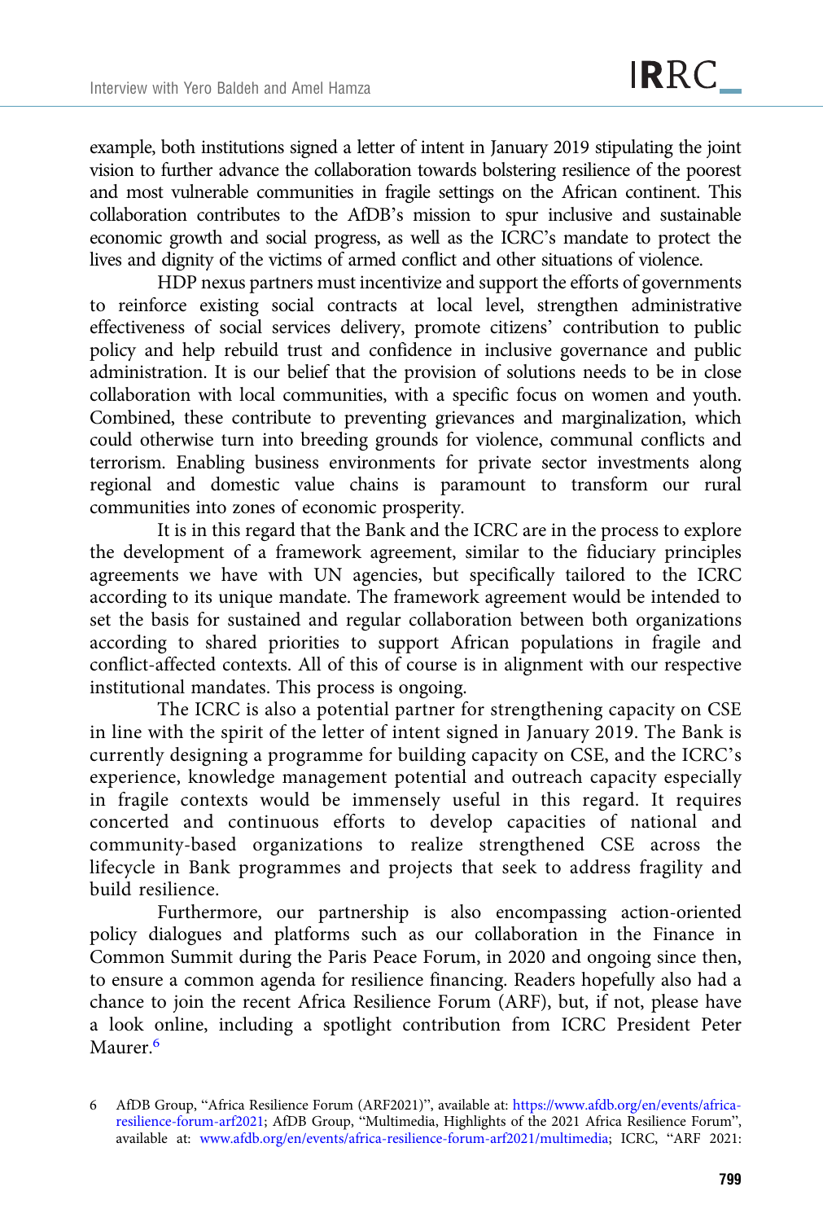example, both institutions signed a letter of intent in January 2019 stipulating the joint vision to further advance the collaboration towards bolstering resilience of the poorest and most vulnerable communities in fragile settings on the African continent. This collaboration contributes to the AfDB's mission to spur inclusive and sustainable economic growth and social progress, as well as the ICRC's mandate to protect the lives and dignity of the victims of armed conflict and other situations of violence.

HDP nexus partners must incentivize and support the efforts of governments to reinforce existing social contracts at local level, strengthen administrative effectiveness of social services delivery, promote citizens' contribution to public policy and help rebuild trust and confidence in inclusive governance and public administration. It is our belief that the provision of solutions needs to be in close collaboration with local communities, with a specific focus on women and youth. Combined, these contribute to preventing grievances and marginalization, which could otherwise turn into breeding grounds for violence, communal conflicts and terrorism. Enabling business environments for private sector investments along regional and domestic value chains is paramount to transform our rural communities into zones of economic prosperity.

It is in this regard that the Bank and the ICRC are in the process to explore the development of a framework agreement, similar to the fiduciary principles agreements we have with UN agencies, but specifically tailored to the ICRC according to its unique mandate. The framework agreement would be intended to set the basis for sustained and regular collaboration between both organizations according to shared priorities to support African populations in fragile and conflict-affected contexts. All of this of course is in alignment with our respective institutional mandates. This process is ongoing.

The ICRC is also a potential partner for strengthening capacity on CSE in line with the spirit of the letter of intent signed in January 2019. The Bank is currently designing a programme for building capacity on CSE, and the ICRC's experience, knowledge management potential and outreach capacity especially in fragile contexts would be immensely useful in this regard. It requires concerted and continuous efforts to develop capacities of national and community-based organizations to realize strengthened CSE across the lifecycle in Bank programmes and projects that seek to address fragility and build resilience.

Furthermore, our partnership is also encompassing action-oriented policy dialogues and platforms such as our collaboration in the Finance in Common Summit during the Paris Peace Forum, in 2020 and ongoing since then, to ensure a common agenda for resilience financing. Readers hopefully also had a chance to join the recent Africa Resilience Forum (ARF), but, if not, please have a look online, including a spotlight contribution from ICRC President Peter Maurer.[6]

6 AfDB Group, "Africa Resilience Forum (ARF2021)", available at: https://www.afdb.org/en/events/africa-resilience-forum-arf2021; AfDB Group, "Multimedia, Highlights of the 2021 Africa Resilience Forum", available at: www.afdb.org/en/events/africa-resilience-forum-arf2021/multimedia; ICRC, "ARF 2021: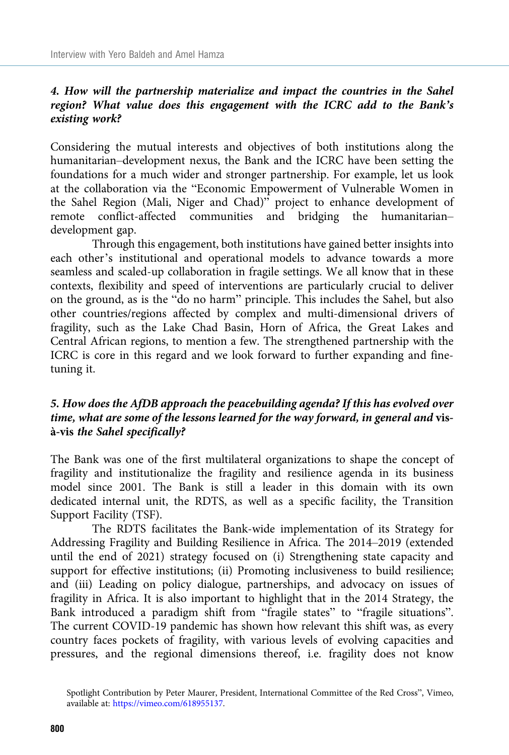***4. How will the partnership materialize and impact the countries in the Sahel region? What value does this engagement with the ICRC add to the Bank's existing work?***

Considering the mutual interests and objectives of both institutions along the humanitarian–development nexus, the Bank and the ICRC have been setting the foundations for a much wider and stronger partnership. For example, let us look at the collaboration via the "Economic Empowerment of Vulnerable Women in the Sahel Region (Mali, Niger and Chad)" project to enhance development of remote conflict-affected communities and bridging the humanitarian–development gap.

Through this engagement, both institutions have gained better insights into each other's institutional and operational models to advance towards a more seamless and scaled-up collaboration in fragile settings. We all know that in these contexts, flexibility and speed of interventions are particularly crucial to deliver on the ground, as is the "do no harm" principle. This includes the Sahel, but also other countries/regions affected by complex and multi-dimensional drivers of fragility, such as the Lake Chad Basin, Horn of Africa, the Great Lakes and Central African regions, to mention a few. The strengthened partnership with the ICRC is core in this regard and we look forward to further expanding and fine-tuning it.

***5. How does the AfDB approach the peacebuilding agenda? If this has evolved over time, what are some of the lessons learned for the way forward, in general and* vis-à-vis *the Sahel specifically?***

The Bank was one of the first multilateral organizations to shape the concept of fragility and institutionalize the fragility and resilience agenda in its business model since 2001. The Bank is still a leader in this domain with its own dedicated internal unit, the RDTS, as well as a specific facility, the Transition Support Facility (TSF).

The RDTS facilitates the Bank-wide implementation of its Strategy for Addressing Fragility and Building Resilience in Africa. The 2014–2019 (extended until the end of 2021) strategy focused on (i) Strengthening state capacity and support for effective institutions; (ii) Promoting inclusiveness to build resilience; and (iii) Leading on policy dialogue, partnerships, and advocacy on issues of fragility in Africa. It is also important to highlight that in the 2014 Strategy, the Bank introduced a paradigm shift from "fragile states" to "fragile situations". The current COVID-19 pandemic has shown how relevant this shift was, as every country faces pockets of fragility, with various levels of evolving capacities and pressures, and the regional dimensions thereof, i.e. fragility does not know

Spotlight Contribution by Peter Maurer, President, International Committee of the Red Cross", Vimeo, available at: https://vimeo.com/618955137.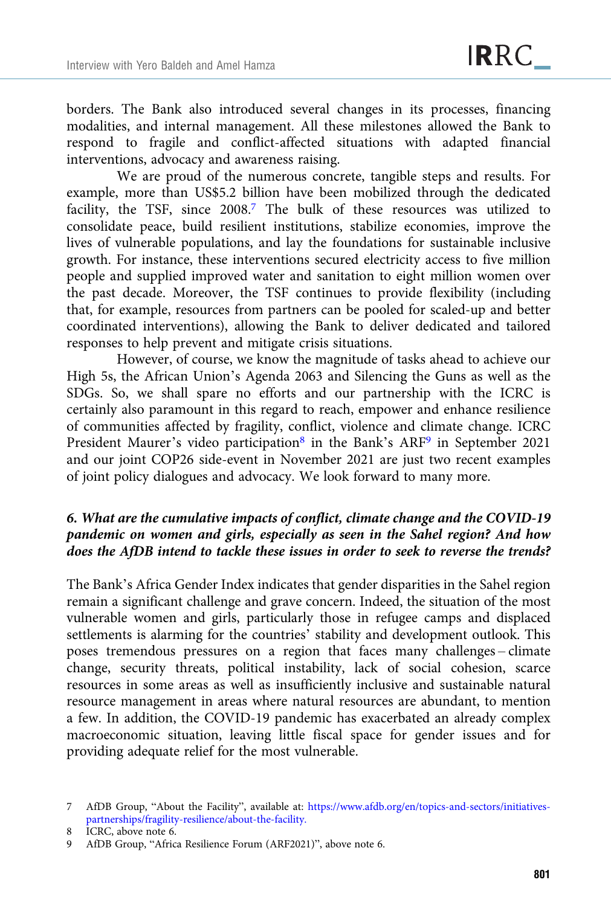borders. The Bank also introduced several changes in its processes, financing modalities, and internal management. All these milestones allowed the Bank to respond to fragile and conflict-affected situations with adapted financial interventions, advocacy and awareness raising.

We are proud of the numerous concrete, tangible steps and results. For example, more than US$5.2 billion have been mobilized through the dedicated facility, the TSF, since 2008.[7] The bulk of these resources was utilized to consolidate peace, build resilient institutions, stabilize economies, improve the lives of vulnerable populations, and lay the foundations for sustainable inclusive growth. For instance, these interventions secured electricity access to five million people and supplied improved water and sanitation to eight million women over the past decade. Moreover, the TSF continues to provide flexibility (including that, for example, resources from partners can be pooled for scaled-up and better coordinated interventions), allowing the Bank to deliver dedicated and tailored responses to help prevent and mitigate crisis situations.

However, of course, we know the magnitude of tasks ahead to achieve our High 5s, the African Union's Agenda 2063 and Silencing the Guns as well as the SDGs. So, we shall spare no efforts and our partnership with the ICRC is certainly also paramount in this regard to reach, empower and enhance resilience of communities affected by fragility, conflict, violence and climate change. ICRC President Maurer's video participation[8] in the Bank's ARF[9] in September 2021 and our joint COP26 side-event in November 2021 are just two recent examples of joint policy dialogues and advocacy. We look forward to many more.

***6. What are the cumulative impacts of conflict, climate change and the COVID-19 pandemic on women and girls, especially as seen in the Sahel region? And how does the AfDB intend to tackle these issues in order to seek to reverse the trends?***

The Bank's Africa Gender Index indicates that gender disparities in the Sahel region remain a significant challenge and grave concern. Indeed, the situation of the most vulnerable women and girls, particularly those in refugee camps and displaced settlements is alarming for the countries' stability and development outlook. This poses tremendous pressures on a region that faces many challenges – climate change, security threats, political instability, lack of social cohesion, scarce resources in some areas as well as insufficiently inclusive and sustainable natural resource management in areas where natural resources are abundant, to mention a few. In addition, the COVID-19 pandemic has exacerbated an already complex macroeconomic situation, leaving little fiscal space for gender issues and for providing adequate relief for the most vulnerable.

---

7 AfDB Group, "About the Facility", available at: https://www.afdb.org/en/topics-and-sectors/initiatives-partnerships/fragility-resilience/about-the-facility.

8 ICRC, above note 6.

9 AfDB Group, "Africa Resilience Forum (ARF2021)", above note 6.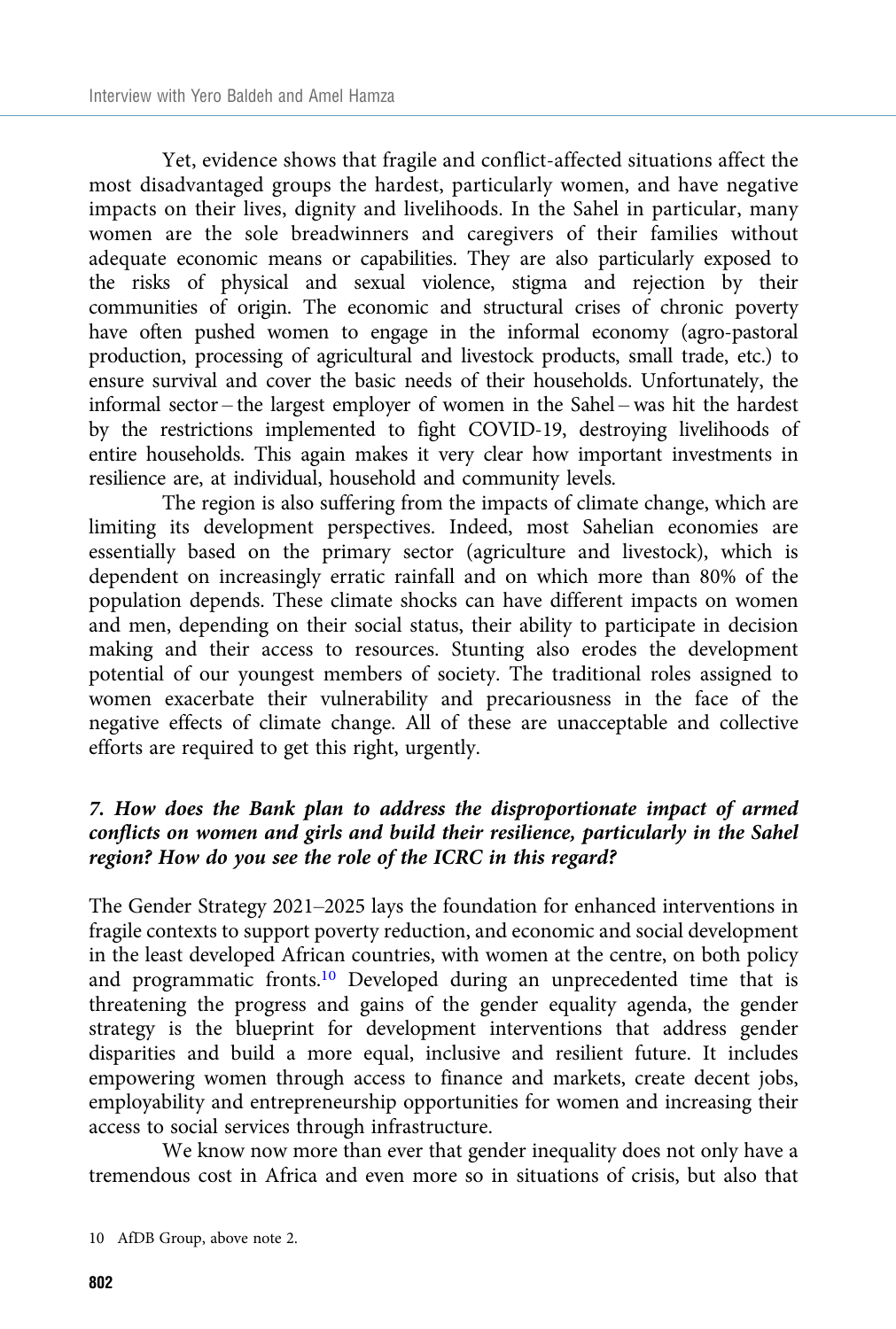Yet, evidence shows that fragile and conflict-affected situations affect the most disadvantaged groups the hardest, particularly women, and have negative impacts on their lives, dignity and livelihoods. In the Sahel in particular, many women are the sole breadwinners and caregivers of their families without adequate economic means or capabilities. They are also particularly exposed to the risks of physical and sexual violence, stigma and rejection by their communities of origin. The economic and structural crises of chronic poverty have often pushed women to engage in the informal economy (agro-pastoral production, processing of agricultural and livestock products, small trade, etc.) to ensure survival and cover the basic needs of their households. Unfortunately, the informal sector – the largest employer of women in the Sahel – was hit the hardest by the restrictions implemented to fight COVID-19, destroying livelihoods of entire households. This again makes it very clear how important investments in resilience are, at individual, household and community levels.

The region is also suffering from the impacts of climate change, which are limiting its development perspectives. Indeed, most Sahelian economies are essentially based on the primary sector (agriculture and livestock), which is dependent on increasingly erratic rainfall and on which more than 80% of the population depends. These climate shocks can have different impacts on women and men, depending on their social status, their ability to participate in decision making and their access to resources. Stunting also erodes the development potential of our youngest members of society. The traditional roles assigned to women exacerbate their vulnerability and precariousness in the face of the negative effects of climate change. All of these are unacceptable and collective efforts are required to get this right, urgently.

### *7. How does the Bank plan to address the disproportionate impact of armed conflicts on women and girls and build their resilience, particularly in the Sahel region? How do you see the role of the ICRC in this regard?*

The Gender Strategy 2021–2025 lays the foundation for enhanced interventions in fragile contexts to support poverty reduction, and economic and social development in the least developed African countries, with women at the centre, on both policy and programmatic fronts.[10] Developed during an unprecedented time that is threatening the progress and gains of the gender equality agenda, the gender strategy is the blueprint for development interventions that address gender disparities and build a more equal, inclusive and resilient future. It includes empowering women through access to finance and markets, create decent jobs, employability and entrepreneurship opportunities for women and increasing their access to social services through infrastructure.

We know now more than ever that gender inequality does not only have a tremendous cost in Africa and even more so in situations of crisis, but also that

10 AfDB Group, above note 2.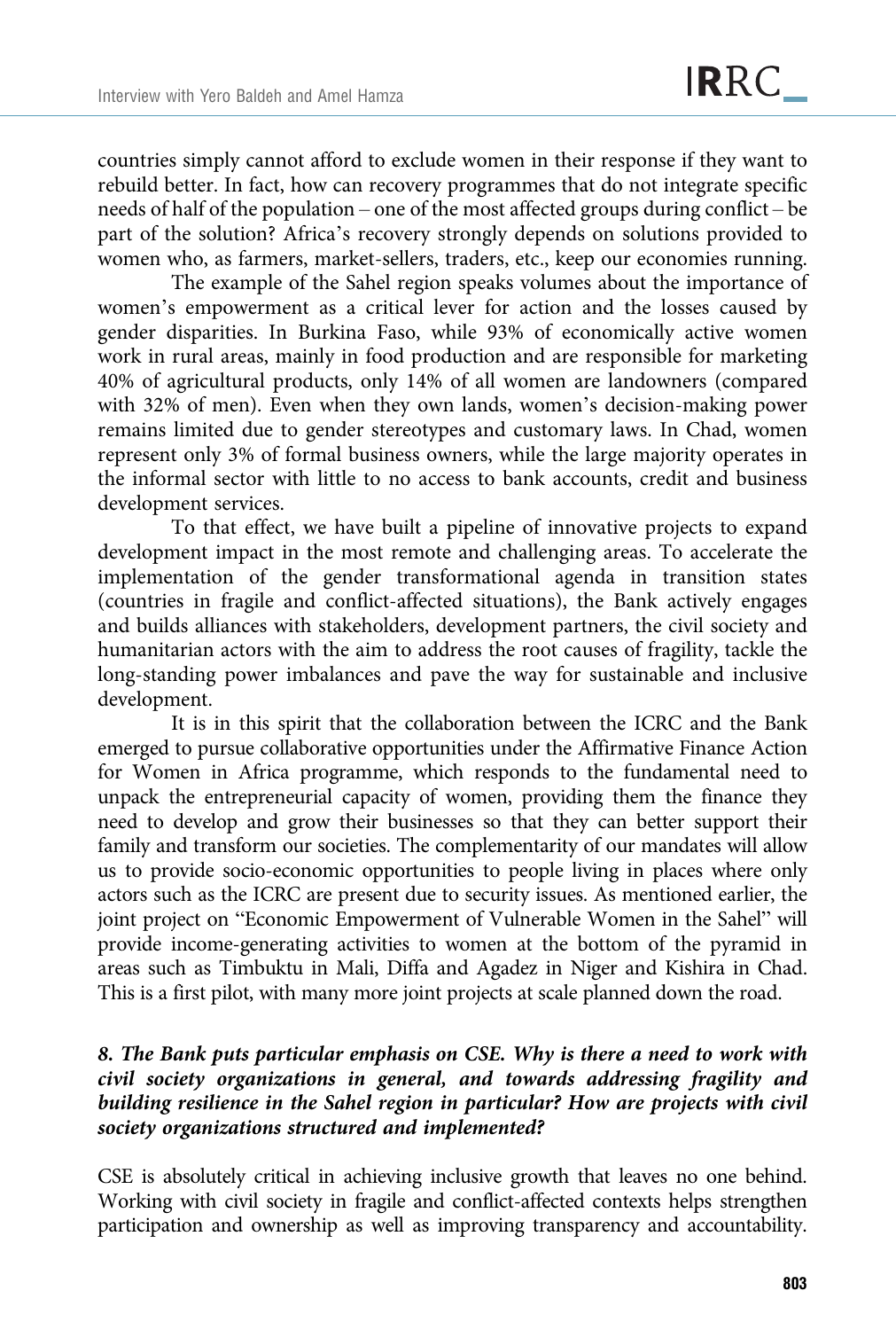countries simply cannot afford to exclude women in their response if they want to rebuild better. In fact, how can recovery programmes that do not integrate specific needs of half of the population – one of the most affected groups during conflict – be part of the solution? Africa's recovery strongly depends on solutions provided to women who, as farmers, market-sellers, traders, etc., keep our economies running.

The example of the Sahel region speaks volumes about the importance of women's empowerment as a critical lever for action and the losses caused by gender disparities. In Burkina Faso, while 93% of economically active women work in rural areas, mainly in food production and are responsible for marketing 40% of agricultural products, only 14% of all women are landowners (compared with 32% of men). Even when they own lands, women's decision-making power remains limited due to gender stereotypes and customary laws. In Chad, women represent only 3% of formal business owners, while the large majority operates in the informal sector with little to no access to bank accounts, credit and business development services.

To that effect, we have built a pipeline of innovative projects to expand development impact in the most remote and challenging areas. To accelerate the implementation of the gender transformational agenda in transition states (countries in fragile and conflict-affected situations), the Bank actively engages and builds alliances with stakeholders, development partners, the civil society and humanitarian actors with the aim to address the root causes of fragility, tackle the long-standing power imbalances and pave the way for sustainable and inclusive development.

It is in this spirit that the collaboration between the ICRC and the Bank emerged to pursue collaborative opportunities under the Affirmative Finance Action for Women in Africa programme, which responds to the fundamental need to unpack the entrepreneurial capacity of women, providing them the finance they need to develop and grow their businesses so that they can better support their family and transform our societies. The complementarity of our mandates will allow us to provide socio-economic opportunities to people living in places where only actors such as the ICRC are present due to security issues. As mentioned earlier, the joint project on "Economic Empowerment of Vulnerable Women in the Sahel" will provide income-generating activities to women at the bottom of the pyramid in areas such as Timbuktu in Mali, Diffa and Agadez in Niger and Kishira in Chad. This is a first pilot, with many more joint projects at scale planned down the road.

***8. The Bank puts particular emphasis on CSE. Why is there a need to work with civil society organizations in general, and towards addressing fragility and building resilience in the Sahel region in particular? How are projects with civil society organizations structured and implemented?***

CSE is absolutely critical in achieving inclusive growth that leaves no one behind. Working with civil society in fragile and conflict-affected contexts helps strengthen participation and ownership as well as improving transparency and accountability.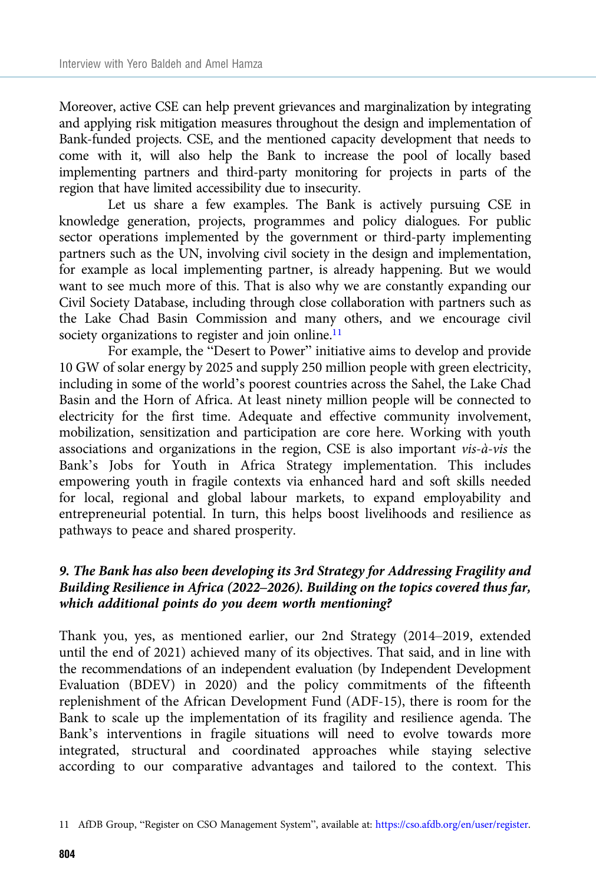Moreover, active CSE can help prevent grievances and marginalization by integrating and applying risk mitigation measures throughout the design and implementation of Bank-funded projects. CSE, and the mentioned capacity development that needs to come with it, will also help the Bank to increase the pool of locally based implementing partners and third-party monitoring for projects in parts of the region that have limited accessibility due to insecurity.

Let us share a few examples. The Bank is actively pursuing CSE in knowledge generation, projects, programmes and policy dialogues. For public sector operations implemented by the government or third-party implementing partners such as the UN, involving civil society in the design and implementation, for example as local implementing partner, is already happening. But we would want to see much more of this. That is also why we are constantly expanding our Civil Society Database, including through close collaboration with partners such as the Lake Chad Basin Commission and many others, and we encourage civil society organizations to register and join online.[11]

For example, the "Desert to Power" initiative aims to develop and provide 10 GW of solar energy by 2025 and supply 250 million people with green electricity, including in some of the world's poorest countries across the Sahel, the Lake Chad Basin and the Horn of Africa. At least ninety million people will be connected to electricity for the first time. Adequate and effective community involvement, mobilization, sensitization and participation are core here. Working with youth associations and organizations in the region, CSE is also important *vis-à-vis* the Bank's Jobs for Youth in Africa Strategy implementation. This includes empowering youth in fragile contexts via enhanced hard and soft skills needed for local, regional and global labour markets, to expand employability and entrepreneurial potential. In turn, this helps boost livelihoods and resilience as pathways to peace and shared prosperity.

***9. The Bank has also been developing its 3rd Strategy for Addressing Fragility and Building Resilience in Africa (2022–2026). Building on the topics covered thus far, which additional points do you deem worth mentioning?***

Thank you, yes, as mentioned earlier, our 2nd Strategy (2014–2019, extended until the end of 2021) achieved many of its objectives. That said, and in line with the recommendations of an independent evaluation (by Independent Development Evaluation (BDEV) in 2020) and the policy commitments of the fifteenth replenishment of the African Development Fund (ADF-15), there is room for the Bank to scale up the implementation of its fragility and resilience agenda. The Bank's interventions in fragile situations will need to evolve towards more integrated, structural and coordinated approaches while staying selective according to our comparative advantages and tailored to the context. This

11 AfDB Group, "Register on CSO Management System", available at: https://cso.afdb.org/en/user/register.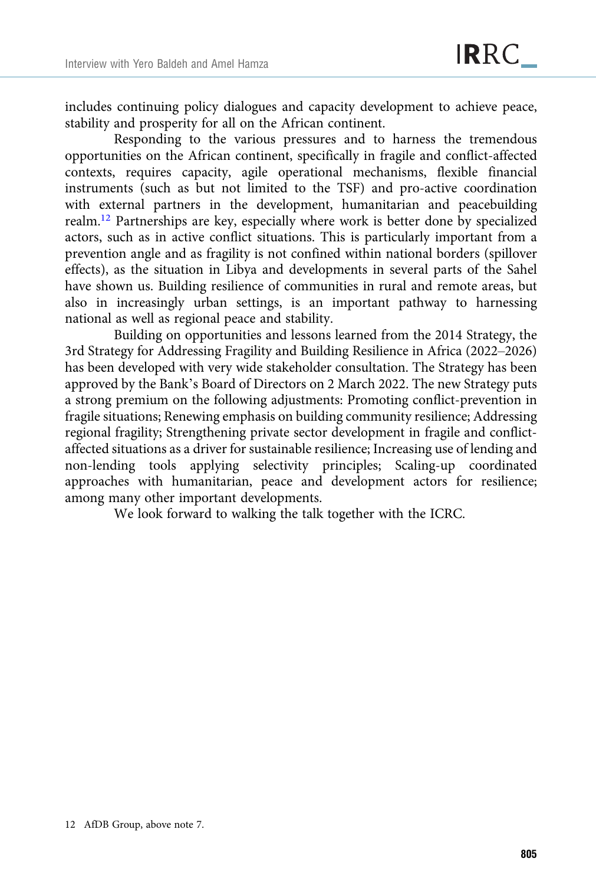includes continuing policy dialogues and capacity development to achieve peace, stability and prosperity for all on the African continent.

Responding to the various pressures and to harness the tremendous opportunities on the African continent, specifically in fragile and conflict-affected contexts, requires capacity, agile operational mechanisms, flexible financial instruments (such as but not limited to the TSF) and pro-active coordination with external partners in the development, humanitarian and peacebuilding realm.[12] Partnerships are key, especially where work is better done by specialized actors, such as in active conflict situations. This is particularly important from a prevention angle and as fragility is not confined within national borders (spillover effects), as the situation in Libya and developments in several parts of the Sahel have shown us. Building resilience of communities in rural and remote areas, but also in increasingly urban settings, is an important pathway to harnessing national as well as regional peace and stability.

Building on opportunities and lessons learned from the 2014 Strategy, the 3rd Strategy for Addressing Fragility and Building Resilience in Africa (2022–2026) has been developed with very wide stakeholder consultation. The Strategy has been approved by the Bank's Board of Directors on 2 March 2022. The new Strategy puts a strong premium on the following adjustments: Promoting conflict-prevention in fragile situations; Renewing emphasis on building community resilience; Addressing regional fragility; Strengthening private sector development in fragile and conflict-affected situations as a driver for sustainable resilience; Increasing use of lending and non-lending tools applying selectivity principles; Scaling-up coordinated approaches with humanitarian, peace and development actors for resilience; among many other important developments.

We look forward to walking the talk together with the ICRC.

12 AfDB Group, above note 7.